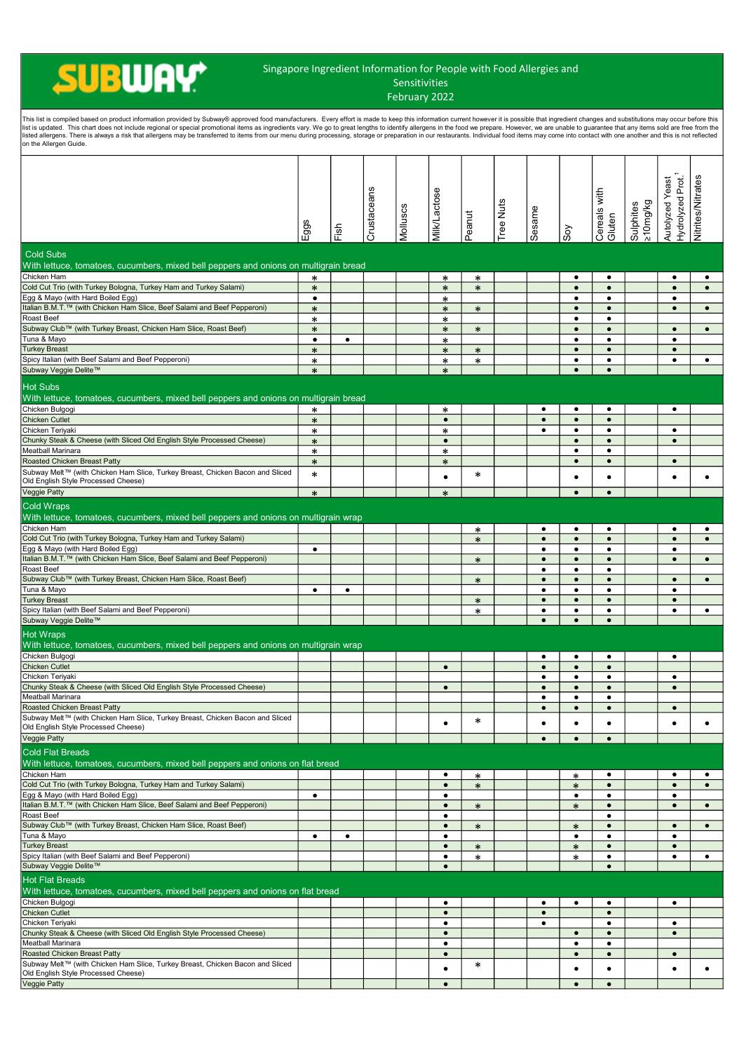# SUBWAY

## Singapore Ingredient Information for People with Food Allergies and Sensitivities
## February 2022

This list is compiled based on product information provided by Subway® approved food manufacturers. Every effort is made to keep this information current however it is possible that ingredient changes and substitutions may occur before this list is updated. This chart does not include regional or special promotional items as ingredients vary. We go to great lengths to identify allergens in the food we prepare. However, we are unable to guarantee that any items sold are free from the listed allergens. There is always a risk that allergens may be transferred to items from our menu during processing, storage or preparation in our restaurants. Individual food items may come into contact with one another and this is not reflected on the Allergen Guide.

| | Eggs | Fish | Crustaceans | Molluscs | Milk/Lactose | Peanut | Tree Nuts | Sesame | Soy | Cereals with Gluten | Sulphites ≥10mg/kg | Autolyzed Yeast Hydrolyzed Prot.[1] | Nitrites/Nitrates |
|---|---|---|---|---|---|---|---|---|---|---|---|---|---|
| **Cold Subs** With lettuce, tomatoes, cucumbers, mixed bell peppers and onions on multigrain bread | | | | | | | | | | | | | |
| Chicken Ham | * | | | | * | * | | | ● | ● | | ● | ● |
| Cold Cut Trio (with Turkey Bologna, Turkey Ham and Turkey Salami) | * | | | | * | * | | | ● | ● | | ● | ● |
| Egg & Mayo (with Hard Boiled Egg) | ● | | | | * | | | | ● | ● | | ● | |
| Italian B.M.T.™ (with Chicken Ham Slice, Beef Salami and Beef Pepperoni) | * | | | | * | * | | | ● | ● | | ● | ● |
| Roast Beef | * | | | | * | | | | ● | ● | | | |
| Subway Club™ (with Turkey Breast, Chicken Ham Slice, Roast Beef) | * | | | | * | * | | | ● | ● | | ● | ● |
| Tuna & Mayo | ● | ● | | | * | | | | ● | ● | | ● | |
| Turkey Breast | * | | | | * | * | | | ● | ● | | ● | |
| Spicy Italian (with Beef Salami and Beef Pepperoni) | * | | | | * | * | | | ● | ● | | ● | ● |
| Subway Veggie Delite™ | * | | | | * | | | | ● | ● | | | |
| **Hot Subs** With lettuce, tomatoes, cucumbers, mixed bell peppers and onions on multigrain bread | | | | | | | | | | | | | |
| Chicken Bulgogi | * | | | | * | | | ● | ● | ● | | ● | |
| Chicken Cutlet | * | | | | ● | | | ● | ● | ● | | | |
| Chicken Teriyaki | * | | | | * | | | ● | ● | ● | | ● | |
| Chunky Steak & Cheese (with Sliced Old English Style Processed Cheese) | * | | | | ● | | | | ● | ● | | ● | |
| Meatball Marinara | * | | | | * | | | | ● | ● | | | |
| Roasted Chicken Breast Patty | * | | | | * | | | | ● | ● | | ● | |
| Subway Melt™ (with Chicken Ham Slice, Turkey Breast, Chicken Bacon and Sliced Old English Style Processed Cheese) | * | | | | ● | * | | | ● | ● | | ● | ● |
| Veggie Patty | * | | | | * | | | | ● | ● | | | |
| **Cold Wraps** With lettuce, tomatoes, cucumbers, mixed bell peppers and onions on multigrain wrap | | | | | | | | | | | | | |
| Chicken Ham | | | | | | * | | ● | ● | ● | | ● | ● |
| Cold Cut Trio (with Turkey Bologna, Turkey Ham and Turkey Salami) | | | | | | * | | ● | ● | ● | | ● | ● |
| Egg & Mayo (with Hard Boiled Egg) | ● | | | | | | | ● | ● | ● | | ● | |
| Italian B.M.T.™ (with Chicken Ham Slice, Beef Salami and Beef Pepperoni) | | | | | | * | | ● | ● | ● | | ● | ● |
| Roast Beef | | | | | | | | ● | ● | ● | | | |
| Subway Club™ (with Turkey Breast, Chicken Ham Slice, Roast Beef) | | | | | | * | | ● | ● | ● | | ● | ● |
| Tuna & Mayo | ● | ● | | | | | | ● | ● | ● | | ● | |
| Turkey Breast | | | | | | * | | ● | ● | ● | | ● | |
| Spicy Italian (with Beef Salami and Beef Pepperoni) | | | | | | * | | ● | ● | ● | | ● | ● |
| Subway Veggie Delite™ | | | | | | | | ● | ● | ● | | | |
| **Hot Wraps** With lettuce, tomatoes, cucumbers, mixed bell peppers and onions on multigrain wrap | | | | | | | | | | | | | |
| Chicken Bulgogi | | | | | | | | ● | ● | ● | | ● | |
| Chicken Cutlet | | | | | ● | | | ● | ● | ● | | | |
| Chicken Teriyaki | | | | | | | | ● | ● | ● | | ● | |
| Chunky Steak & Cheese (with Sliced Old English Style Processed Cheese) | | | | | ● | | | ● | ● | ● | | ● | |
| Meatball Marinara | | | | | | | | ● | ● | ● | | | |
| Roasted Chicken Breast Patty | | | | | | | | ● | ● | ● | | ● | |
| Subway Melt™ (with Chicken Ham Slice, Turkey Breast, Chicken Bacon and Sliced Old English Style Processed Cheese) | | | | | ● | * | | ● | ● | ● | | ● | ● |
| Veggie Patty | | | | | | | | ● | ● | ● | | | |
| **Cold Flat Breads** With lettuce, tomatoes, cucumbers, mixed bell peppers and onions on flat bread | | | | | | | | | | | | | |
| Chicken Ham | | | | | ● | * | | | * | ● | | ● | ● |
| Cold Cut Trio (with Turkey Bologna, Turkey Ham and Turkey Salami) | | | | | ● | * | | | * | ● | | ● | ● |
| Egg & Mayo (with Hard Boiled Egg) | ● | | | | ● | | | | ● | ● | | ● | |
| Italian B.M.T.™ (with Chicken Ham Slice, Beef Salami and Beef Pepperoni) | | | | | ● | * | | | * | ● | | ● | ● |
| Roast Beef | | | | | ● | | | | | ● | | | |
| Subway Club™ (with Turkey Breast, Chicken Ham Slice, Roast Beef) | | | | | ● | * | | | * | ● | | ● | ● |
| Tuna & Mayo | ● | ● | | | ● | | | | ● | ● | | ● | |
| Turkey Breast | | | | | ● | * | | | * | ● | | ● | |
| Spicy Italian (with Beef Salami and Beef Pepperoni) | | | | | ● | * | | | * | ● | | ● | ● |
| Subway Veggie Delite™ | | | | | ● | | | | | ● | | | |
| **Hot Flat Breads** With lettuce, tomatoes, cucumbers, mixed bell peppers and onions on flat bread | | | | | | | | | | | | | |
| Chicken Bulgogi | | | | | ● | | | ● | ● | ● | | ● | |
| Chicken Cutlet | | | | | ● | | | ● | | ● | | | |
| Chicken Teriyaki | | | | | ● | | | ● | | ● | | ● | |
| Chunky Steak & Cheese (with Sliced Old English Style Processed Cheese) | | | | | ● | | | | ● | ● | | ● | |
| Meatball Marinara | | | | | ● | | | | ● | ● | | | |
| Roasted Chicken Breast Patty | | | | | ● | | | | ● | ● | | ● | |
| Subway Melt™ (with Chicken Ham Slice, Turkey Breast, Chicken Bacon and Sliced Old English Style Processed Cheese) | | | | | ● | * | | | ● | ● | | ● | ● |
| Veggie Patty | | | | | ● | | | | ● | ● | | | |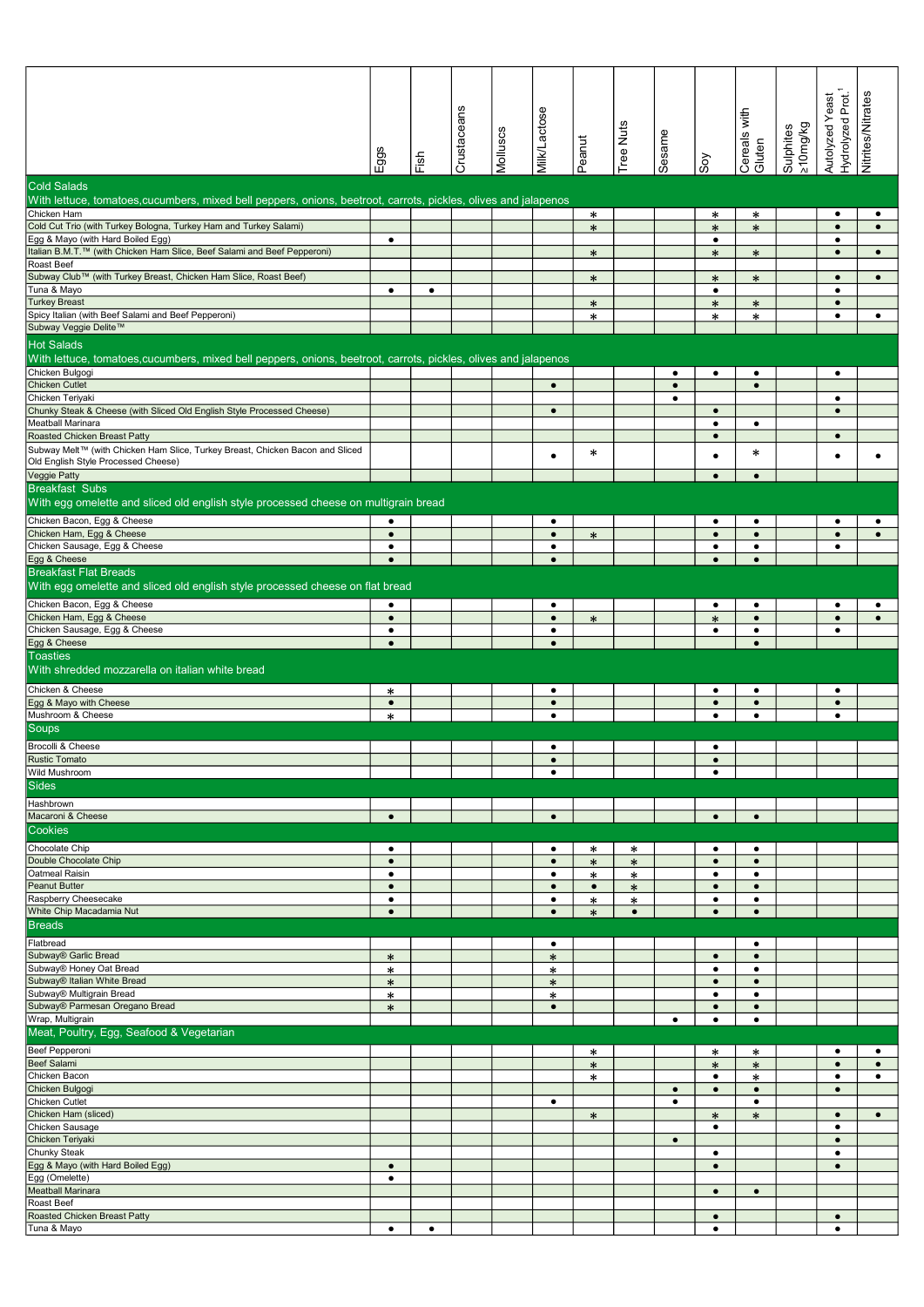| | Eggs | Fish | Crustaceans | Molluscs | Milk/Lactose | Peanut | Tree Nuts | Sesame | Soy | Cereals with Gluten | Sulphites ≥10mg/kg | Autolyzed Yeast Hydrolyzed Prot.[1] | Nitrites/Nitrates |
|---|---|---|---|---|---|---|---|---|---|---|---|---|---|
| **Cold Salads** | | | | | | | | | | | | | |
| With lettuce, tomatoes,cucumbers, mixed bell peppers, onions, beetroot, carrots, pickles, olives and jalapenos | | | | | | | | | | | | | |
| Chicken Ham | | | | | | * | | | * | * | | ● | ● |
| Cold Cut Trio (with Turkey Bologna, Turkey Ham and Turkey Salami) | | | | | | * | | | * | * | | ● | ● |
| Egg & Mayo (with Hard Boiled Egg) | ● | | | | | | | | ● | | | ● | |
| Italian B.M.T.™ (with Chicken Ham Slice, Beef Salami and Beef Pepperoni) | | | | | | * | | | * | * | | ● | ● |
| Roast Beef | | | | | | | | | | | | | |
| Subway Club™ (with Turkey Breast, Chicken Ham Slice, Roast Beef) | | | | | | * | | | * | * | | ● | ● |
| Tuna & Mayo | ● | ● | | | | | | | ● | | | ● | |
| Turkey Breast | | | | | | * | | | * | * | | ● | |
| Spicy Italian (with Beef Salami and Beef Pepperoni) | | | | | | * | | | * | * | | ● | ● |
| Subway Veggie Delite™ | | | | | | | | | | | | | |
| **Hot Salads** | | | | | | | | | | | | | |
| With lettuce, tomatoes,cucumbers, mixed bell peppers, onions, beetroot, carrots, pickles, olives and jalapenos | | | | | | | | | | | | | |
| Chicken Bulgogi | | | | | | | | ● | ● | ● | | ● | |
| Chicken Cutlet | | | | | ● | | | ● | | ● | | | |
| Chicken Teriyaki | | | | | | | | ● | | | | ● | |
| Chunky Steak & Cheese (with Sliced Old English Style Processed Cheese) | | | | | ● | | | | ● | | | ● | |
| Meatball Marinara | | | | | | | | | ● | ● | | | |
| Roasted Chicken Breast Patty | | | | | | | | | ● | | | ● | |
| Subway Melt™ (with Chicken Ham Slice, Turkey Breast, Chicken Bacon and Sliced Old English Style Processed Cheese) | | | | | ● | * | | | ● | * | | ● | ● |
| Veggie Patty | | | | | | | | | ● | ● | | | |
| **Breakfast Subs** | | | | | | | | | | | | | |
| With egg omelette and sliced old english style processed cheese on multigrain bread | | | | | | | | | | | | | |
| Chicken Bacon, Egg & Cheese | ● | | | | ● | | | | ● | ● | | ● | ● |
| Chicken Ham, Egg & Cheese | ● | | | | ● | * | | | ● | ● | | ● | ● |
| Chicken Sausage, Egg & Cheese | ● | | | | ● | | | | ● | ● | | ● | |
| Egg & Cheese | ● | | | | ● | | | | ● | ● | | | |
| **Breakfast Flat Breads** | | | | | | | | | | | | | |
| With egg omelette and sliced old english style processed cheese on flat bread | | | | | | | | | | | | | |
| Chicken Bacon, Egg & Cheese | ● | | | | ● | | | | ● | ● | | ● | ● |
| Chicken Ham, Egg & Cheese | ● | | | | ● | * | | | * | ● | | ● | ● |
| Chicken Sausage, Egg & Cheese | ● | | | | ● | | | | ● | ● | | ● | |
| Egg & Cheese | ● | | | | ● | | | | | ● | | | |
| **Toasties** | | | | | | | | | | | | | |
| With shredded mozzarella on italian white bread | | | | | | | | | | | | | |
| Chicken & Cheese | * | | | | ● | | | | ● | ● | | ● | |
| Egg & Mayo with Cheese | ● | | | | ● | | | | ● | ● | | ● | |
| Mushroom & Cheese | * | | | | ● | | | | ● | ● | | ● | |
| **Soups** | | | | | | | | | | | | | |
| Brocolli & Cheese | | | | | ● | | | | ● | | | | |
| Rustic Tomato | | | | | ● | | | | ● | | | | |
| Wild Mushroom | | | | | ● | | | | ● | | | | |
| **Sides** | | | | | | | | | | | | | |
| Hashbrown | | | | | | | | | | | | | |
| Macaroni & Cheese | ● | | | | ● | | | | ● | ● | | | |
| **Cookies** | | | | | | | | | | | | | |
| Chocolate Chip | ● | | | | ● | * | * | | ● | ● | | | |
| Double Chocolate Chip | ● | | | | ● | * | * | | ● | ● | | | |
| Oatmeal Raisin | ● | | | | ● | * | * | | ● | ● | | | |
| Peanut Butter | ● | | | | ● | ● | * | | ● | ● | | | |
| Raspberry Cheesecake | ● | | | | ● | * | * | | ● | ● | | | |
| White Chip Macadamia Nut | ● | | | | ● | * | ● | | ● | ● | | | |
| **Breads** | | | | | | | | | | | | | |
| Flatbread | | | | | ● | | | | | ● | | | |
| Subway® Garlic Bread | * | | | | * | | | | ● | ● | | | |
| Subway® Honey Oat Bread | * | | | | * | | | | ● | ● | | | |
| Subway® Italian White Bread | * | | | | * | | | | ● | ● | | | |
| Subway® Multigrain Bread | * | | | | * | | | | ● | ● | | | |
| Subway® Parmesan Oregano Bread | * | | | | ● | | | | ● | ● | | | |
| Wrap, Multigrain | | | | | | | | ● | ● | ● | | | |
| **Meat, Poultry, Egg, Seafood & Vegetarian** | | | | | | | | | | | | | |
| Beef Pepperoni | | | | | | * | | | * | * | | ● | ● |
| Beef Salami | | | | | | * | | | * | * | | ● | ● |
| Chicken Bacon | | | | | | * | | | ● | * | | ● | ● |
| Chicken Bulgogi | | | | | | | | ● | ● | ● | | ● | |
| Chicken Cutlet | | | | | ● | | | ● | | ● | | | |
| Chicken Ham (sliced) | | | | | | * | | | * | * | | ● | ● |
| Chicken Sausage | | | | | | | | | ● | | | ● | |
| Chicken Teriyaki | | | | | | | | ● | | | | ● | |
| Chunky Steak | | | | | | | | | ● | | | ● | |
| Egg & Mayo (with Hard Boiled Egg) | ● | | | | | | | | ● | | | ● | |
| Egg (Omelette) | ● | | | | | | | | | | | | |
| Meatball Marinara | | | | | | | | | ● | ● | | | |
| Roast Beef | | | | | | | | | | | | | |
| Roasted Chicken Breast Patty | | | | | | | | | ● | | | ● | |
| Tuna & Mayo | ● | ● | | | | | | | ● | | | ● | |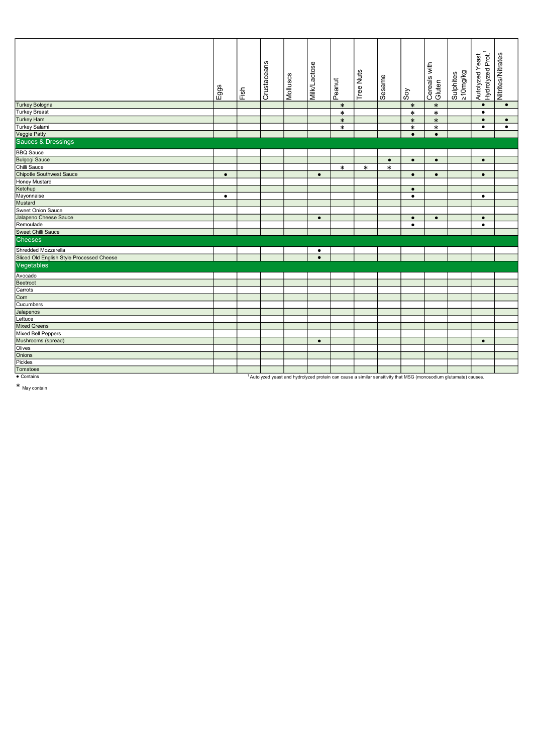| | Eggs | Fish | Crustaceans | Molluscs | Milk/Lactose | Peanut | Tree Nuts | Sesame | Soy | Cereals with Gluten | Sulphites ≥10mg/kg | Autolyzed Yeast Hydrolyzed Prot.[1] | Nitrites/Nitrates |
|---|---|---|---|---|---|---|---|---|---|---|---|---|---|
| Turkey Bologna | | | | | | * | | | * | * | | ● | ● |
| Turkey Breast | | | | | | * | | | * | * | | ● | |
| Turkey Ham | | | | | | * | | | * | * | | ● | ● |
| Turkey Salami | | | | | | * | | | * | * | | ● | ● |
| Veggie Patty | | | | | | | | | ● | ● | | | |
| **Sauces & Dressings** | | | | | | | | | | | | | |
| BBQ Sauce | | | | | | | | | | | | | |
| Bulgogi Sauce | | | | | | | | ● | ● | ● | | ● | |
| Chilli Sauce | | | | | | * | * | * | | | | | |
| Chipotle Southwest Sauce | ● | | | | ● | | | | ● | ● | | ● | |
| Honey Mustard | | | | | | | | | | | | | |
| Ketchup | | | | | | | | | ● | | | | |
| Mayonnaise | ● | | | | | | | | ● | | | ● | |
| Mustard | | | | | | | | | | | | | |
| Sweet Onion Sauce | | | | | | | | | | | | | |
| Jalapeno Cheese Sauce | | | | | ● | | | | ● | ● | | ● | |
| Remoulade | | | | | | | | | ● | | | ● | |
| Sweet Chilli Sauce | | | | | | | | | | | | | |
| **Cheeses** | | | | | | | | | | | | | |
| Shredded Mozzarella | | | | | ● | | | | | | | | |
| Sliced Old English Style Processed Cheese | | | | | ● | | | | | | | | |
| **Vegetables** | | | | | | | | | | | | | |
| Avocado | | | | | | | | | | | | | |
| Beetroot | | | | | | | | | | | | | |
| Carrots | | | | | | | | | | | | | |
| Corn | | | | | | | | | | | | | |
| Cucumbers | | | | | | | | | | | | | |
| Jalapenos | | | | | | | | | | | | | |
| Lettuce | | | | | | | | | | | | | |
| Mixed Greens | | | | | | | | | | | | | |
| Mixed Bell Peppers | | | | | | | | | | | | | |
| Mushrooms (spread) | | | | | ● | | | | | | | ● | |
| Olives | | | | | | | | | | | | | |
| Onions | | | | | | | | | | | | | |
| Pickles | | | | | | | | | | | | | |
| Tomatoes | | | | | | | | | | | | | |

● Contains

[1] Autolyzed yeast and hydrolyzed protein can cause a similar sensitivity that MSG (monosodium glutamate) causes.

\* May contain